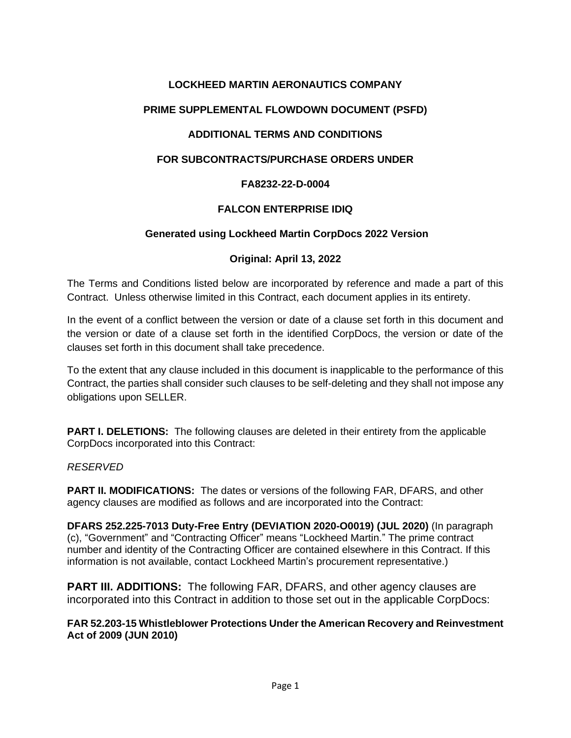**LOCKHEED MARTIN AERONAUTICS COMPANY**

**PRIME SUPPLEMENTAL FLOWDOWN DOCUMENT (PSFD)**

**ADDITIONAL TERMS AND CONDITIONS**

**FOR SUBCONTRACTS/PURCHASE ORDERS UNDER**

**FA8232-22-D-0004**

**FALCON ENTERPRISE IDIQ**

**Generated using Lockheed Martin CorpDocs 2022 Version**

**Original: April 13, 2022**

The Terms and Conditions listed below are incorporated by reference and made a part of this Contract. Unless otherwise limited in this Contract, each document applies in its entirety.

In the event of a conflict between the version or date of a clause set forth in this document and the version or date of a clause set forth in the identified CorpDocs, the version or date of the clauses set forth in this document shall take precedence.

To the extent that any clause included in this document is inapplicable to the performance of this Contract, the parties shall consider such clauses to be self-deleting and they shall not impose any obligations upon SELLER.

**PART I. DELETIONS:** The following clauses are deleted in their entirety from the applicable CorpDocs incorporated into this Contract:

*RESERVED*

**PART II. MODIFICATIONS:** The dates or versions of the following FAR, DFARS, and other agency clauses are modified as follows and are incorporated into the Contract:

**DFARS 252.225-7013 Duty-Free Entry (DEVIATION 2020-O0019) (JUL 2020)** (In paragraph (c), "Government" and "Contracting Officer" means "Lockheed Martin." The prime contract number and identity of the Contracting Officer are contained elsewhere in this Contract. If this information is not available, contact Lockheed Martin's procurement representative.)

**PART III. ADDITIONS:** The following FAR, DFARS, and other agency clauses are incorporated into this Contract in addition to those set out in the applicable CorpDocs:

**FAR 52.203-15 Whistleblower Protections Under the American Recovery and Reinvestment Act of 2009 (JUN 2010)**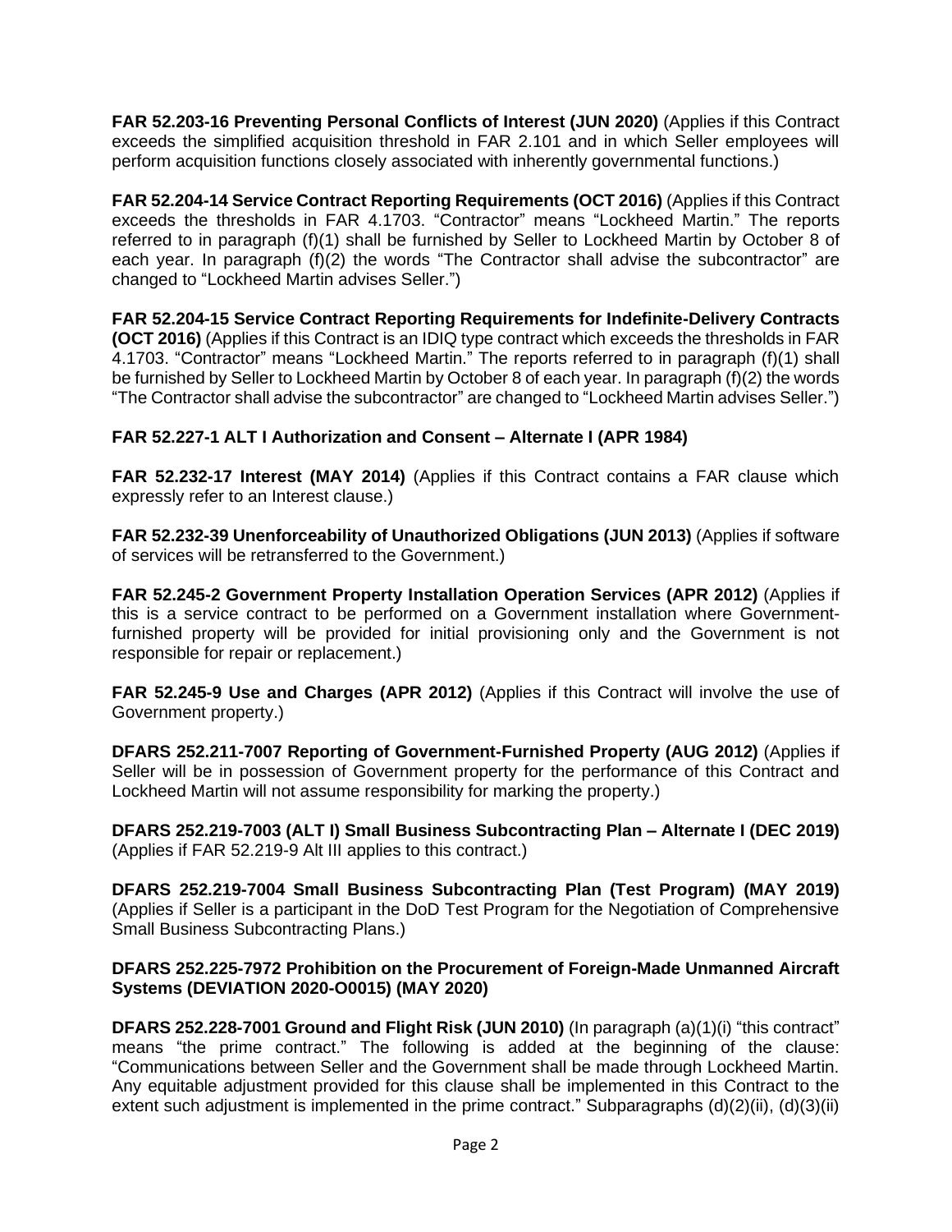**FAR 52.203-16 Preventing Personal Conflicts of Interest (JUN 2020)** (Applies if this Contract exceeds the simplified acquisition threshold in FAR 2.101 and in which Seller employees will perform acquisition functions closely associated with inherently governmental functions.)

**FAR 52.204-14 Service Contract Reporting Requirements (OCT 2016)** (Applies if this Contract exceeds the thresholds in FAR 4.1703. "Contractor" means "Lockheed Martin." The reports referred to in paragraph (f)(1) shall be furnished by Seller to Lockheed Martin by October 8 of each year. In paragraph (f)(2) the words "The Contractor shall advise the subcontractor" are changed to "Lockheed Martin advises Seller.")

**FAR 52.204-15 Service Contract Reporting Requirements for Indefinite-Delivery Contracts (OCT 2016)** (Applies if this Contract is an IDIQ type contract which exceeds the thresholds in FAR 4.1703. "Contractor" means "Lockheed Martin." The reports referred to in paragraph (f)(1) shall be furnished by Seller to Lockheed Martin by October 8 of each year. In paragraph (f)(2) the words "The Contractor shall advise the subcontractor" are changed to "Lockheed Martin advises Seller.")

**FAR 52.227-1 ALT I Authorization and Consent – Alternate I (APR 1984)**

**FAR 52.232-17 Interest (MAY 2014)** (Applies if this Contract contains a FAR clause which expressly refer to an Interest clause.)

**FAR 52.232-39 Unenforceability of Unauthorized Obligations (JUN 2013)** (Applies if software of services will be retransferred to the Government.)

**FAR 52.245-2 Government Property Installation Operation Services (APR 2012)** (Applies if this is a service contract to be performed on a Government installation where Government-furnished property will be provided for initial provisioning only and the Government is not responsible for repair or replacement.)

**FAR 52.245-9 Use and Charges (APR 2012)** (Applies if this Contract will involve the use of Government property.)

**DFARS 252.211-7007 Reporting of Government-Furnished Property (AUG 2012)** (Applies if Seller will be in possession of Government property for the performance of this Contract and Lockheed Martin will not assume responsibility for marking the property.)

**DFARS 252.219-7003 (ALT I) Small Business Subcontracting Plan – Alternate I (DEC 2019)** (Applies if FAR 52.219-9 Alt III applies to this contract.)

**DFARS 252.219-7004 Small Business Subcontracting Plan (Test Program) (MAY 2019)** (Applies if Seller is a participant in the DoD Test Program for the Negotiation of Comprehensive Small Business Subcontracting Plans.)

**DFARS 252.225-7972 Prohibition on the Procurement of Foreign-Made Unmanned Aircraft Systems (DEVIATION 2020-O0015) (MAY 2020)**

**DFARS 252.228-7001 Ground and Flight Risk (JUN 2010)** (In paragraph (a)(1)(i) "this contract" means "the prime contract." The following is added at the beginning of the clause: "Communications between Seller and the Government shall be made through Lockheed Martin. Any equitable adjustment provided for this clause shall be implemented in this Contract to the extent such adjustment is implemented in the prime contract." Subparagraphs (d)(2)(ii), (d)(3)(ii)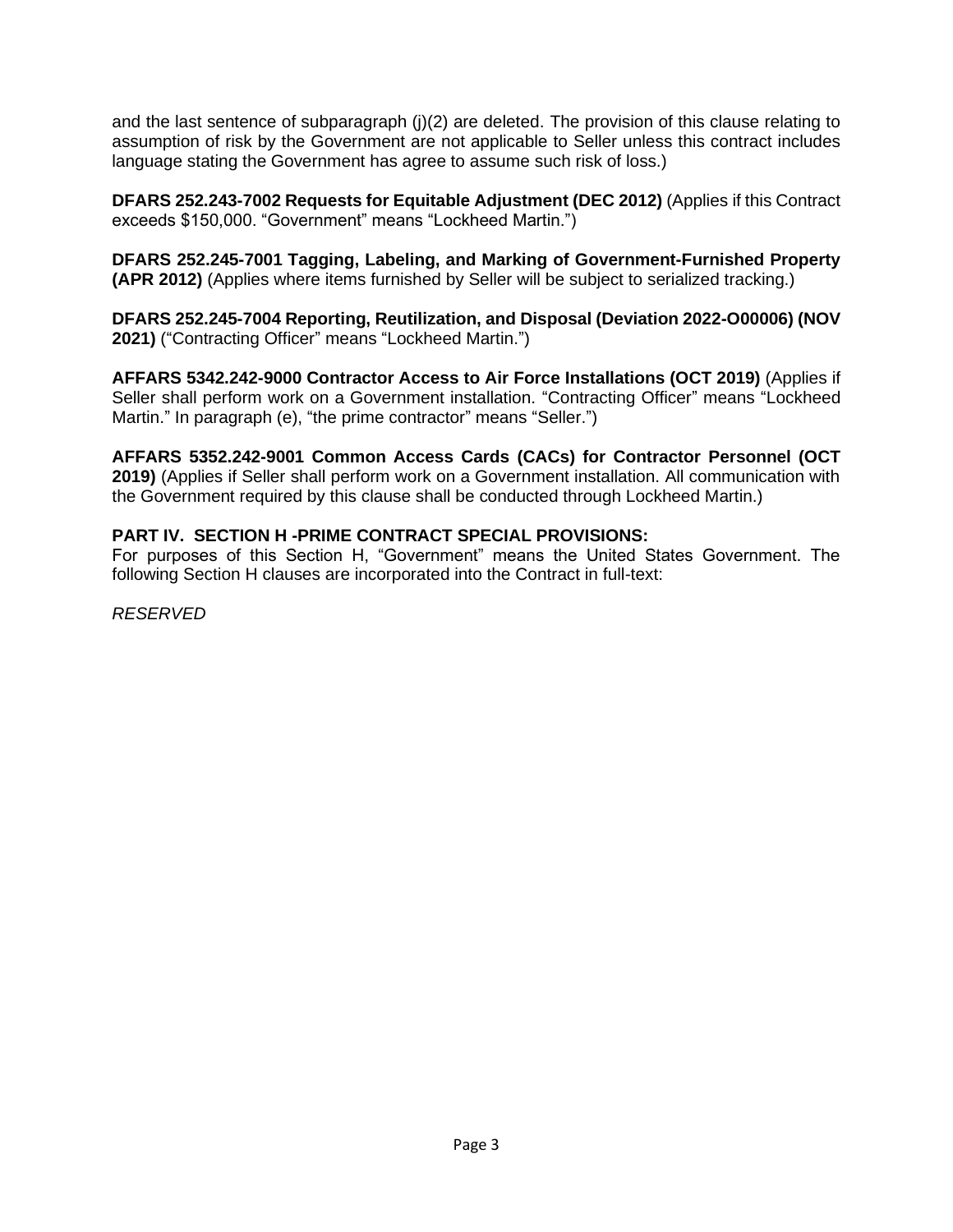and the last sentence of subparagraph (j)(2) are deleted. The provision of this clause relating to assumption of risk by the Government are not applicable to Seller unless this contract includes language stating the Government has agree to assume such risk of loss.)

**DFARS 252.243-7002 Requests for Equitable Adjustment (DEC 2012)** (Applies if this Contract exceeds $150,000. "Government" means "Lockheed Martin.")

**DFARS 252.245-7001 Tagging, Labeling, and Marking of Government-Furnished Property (APR 2012)** (Applies where items furnished by Seller will be subject to serialized tracking.)

**DFARS 252.245-7004 Reporting, Reutilization, and Disposal (Deviation 2022-O00006) (NOV 2021)** ("Contracting Officer" means "Lockheed Martin.")

**AFFARS 5342.242-9000 Contractor Access to Air Force Installations (OCT 2019)** (Applies if Seller shall perform work on a Government installation. "Contracting Officer" means "Lockheed Martin." In paragraph (e), "the prime contractor" means "Seller.")

**AFFARS 5352.242-9001 Common Access Cards (CACs) for Contractor Personnel (OCT 2019)** (Applies if Seller shall perform work on a Government installation. All communication with the Government required by this clause shall be conducted through Lockheed Martin.)

**PART IV. SECTION H -PRIME CONTRACT SPECIAL PROVISIONS:**

For purposes of this Section H, "Government" means the United States Government. The following Section H clauses are incorporated into the Contract in full-text:

*RESERVED*